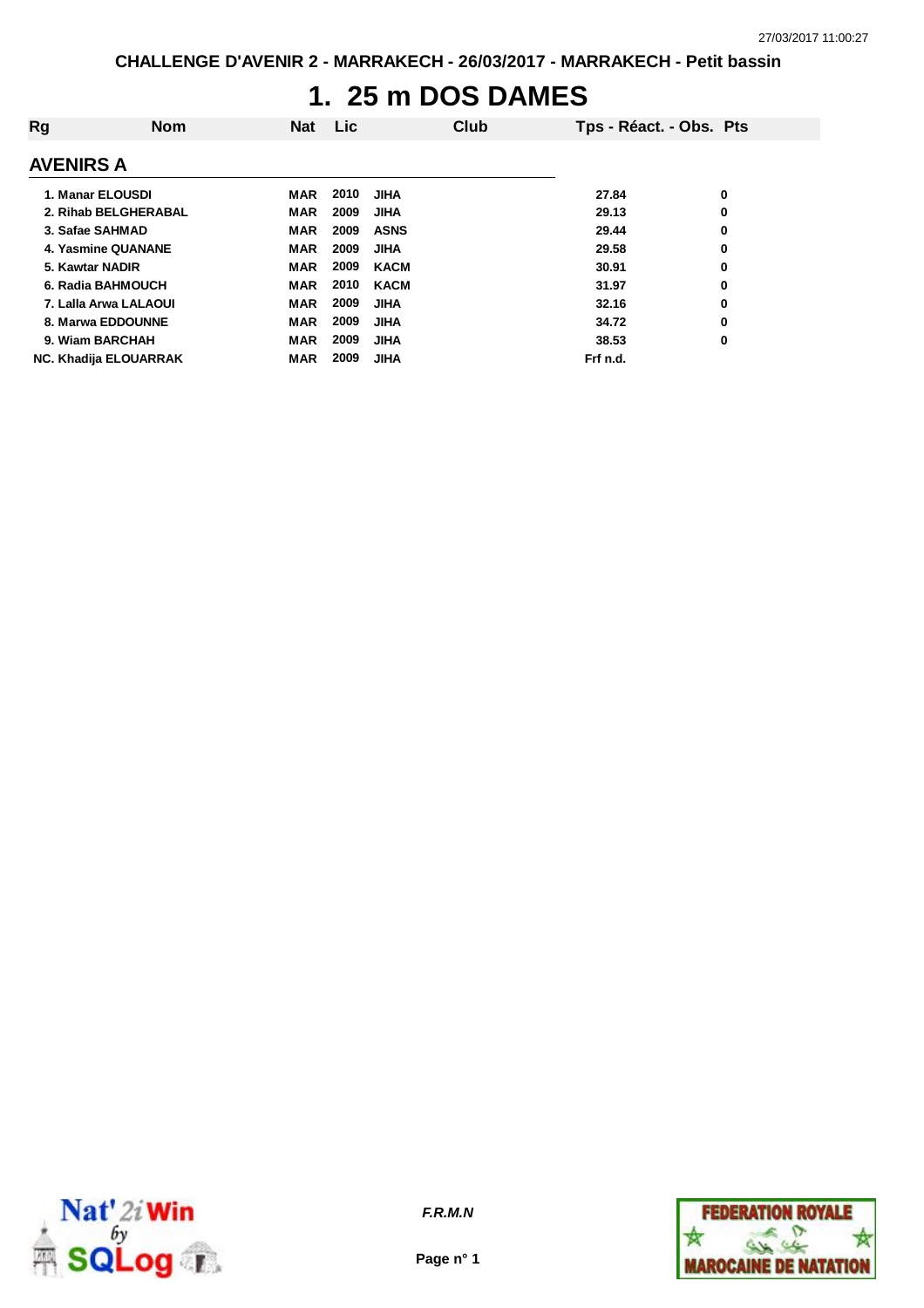CHALLENGE D'AVENIR 2 - MARRAKECH - 26/03/2017 - MARRAKECH - Petit bassin

# 1. 25 m DOS DAMES

| Rg | Nom | Nat | Lic | Club | Tps - Réact. - Obs. | Pts |
|---|---|---|---|---|---|---|
| **AVENIRS A** | | | | | | |
| 1. | Manar ELOUSDI | MAR | 2010 | JIHA | 27.84 | 0 |
| 2. | Rihab BELGHERABAL | MAR | 2009 | JIHA | 29.13 | 0 |
| 3. | Safae SAHMAD | MAR | 2009 | ASNS | 29.44 | 0 |
| 4. | Yasmine QUANANE | MAR | 2009 | JIHA | 29.58 | 0 |
| 5. | Kawtar NADIR | MAR | 2009 | KACM | 30.91 | 0 |
| 6. | Radia BAHMOUCH | MAR | 2010 | KACM | 31.97 | 0 |
| 7. | Lalla Arwa LALAOUI | MAR | 2009 | JIHA | 32.16 | 0 |
| 8. | Marwa EDDOUNNE | MAR | 2009 | JIHA | 34.72 | 0 |
| 9. | Wiam BARCHAH | MAR | 2009 | JIHA | 38.53 | 0 |
| NC. | Khadija ELOUARRAK | MAR | 2009 | JIHA | Frf n.d. | |

*F.R.M.N*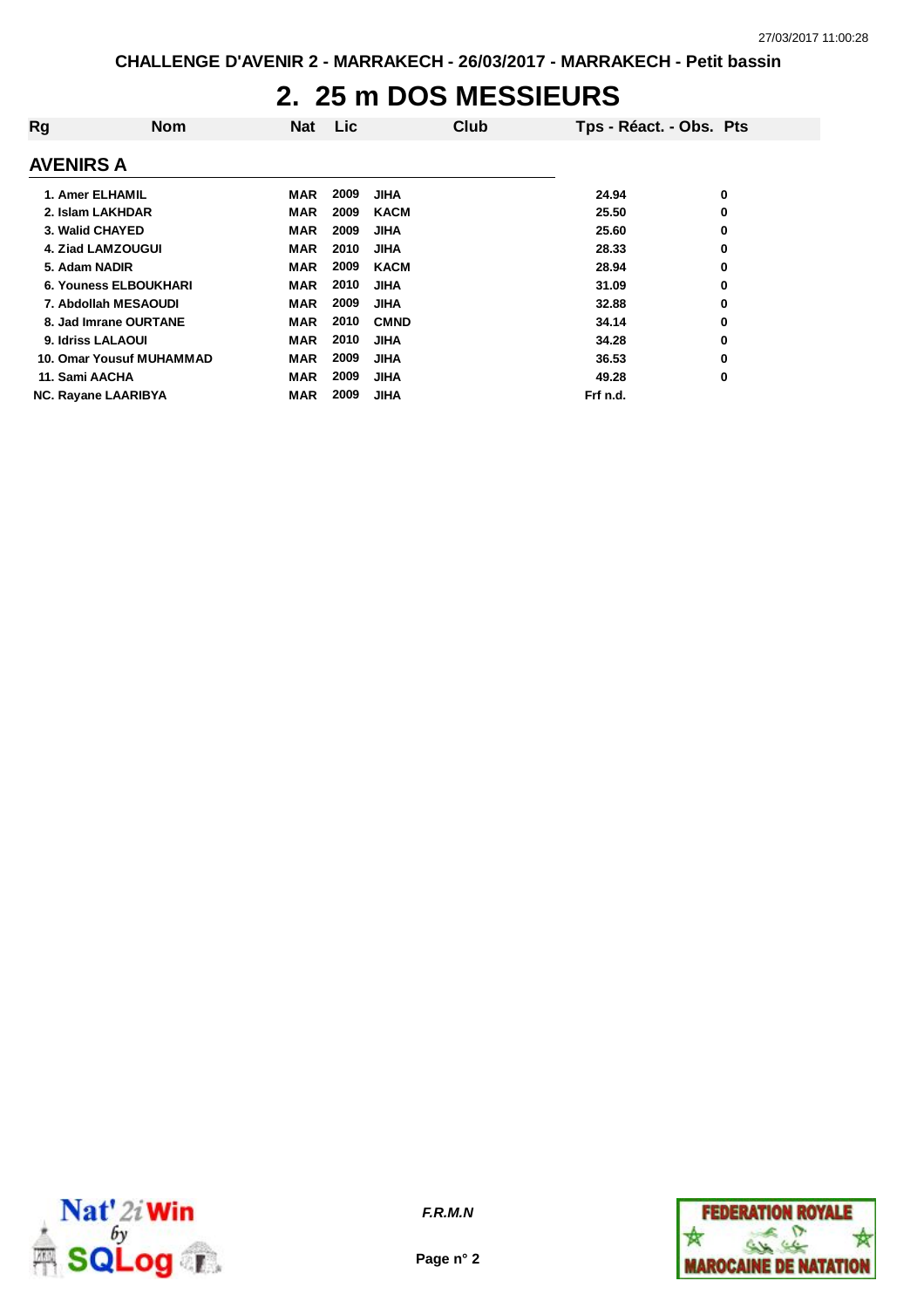CHALLENGE D'AVENIR 2 - MARRAKECH - 26/03/2017 - MARRAKECH - Petit bassin

# 2. 25 m DOS MESSIEURS

| Rg | Nom | Nat | Lic | Club | Tps - Réact. - Obs. | Pts |
|---|---|---|---|---|---|---|
| **AVENIRS A** | | | | | | |
| 1. | Amer ELHAMIL | MAR | 2009 | JIHA | 24.94 | 0 |
| 2. | Islam LAKHDAR | MAR | 2009 | KACM | 25.50 | 0 |
| 3. | Walid CHAYED | MAR | 2009 | JIHA | 25.60 | 0 |
| 4. | Ziad LAMZOUGUI | MAR | 2010 | JIHA | 28.33 | 0 |
| 5. | Adam NADIR | MAR | 2009 | KACM | 28.94 | 0 |
| 6. | Youness ELBOUKHARI | MAR | 2010 | JIHA | 31.09 | 0 |
| 7. | Abdollah MESAOUDI | MAR | 2009 | JIHA | 32.88 | 0 |
| 8. | Jad Imrane OURTANE | MAR | 2010 | CMND | 34.14 | 0 |
| 9. | Idriss LALAOUI | MAR | 2010 | JIHA | 34.28 | 0 |
| 10. | Omar Yousuf MUHAMMAD | MAR | 2009 | JIHA | 36.53 | 0 |
| 11. | Sami AACHA | MAR | 2009 | JIHA | 49.28 | 0 |
| NC. | Rayane LAARIBYA | MAR | 2009 | JIHA | Frf n.d. | |

*F.R.M.N*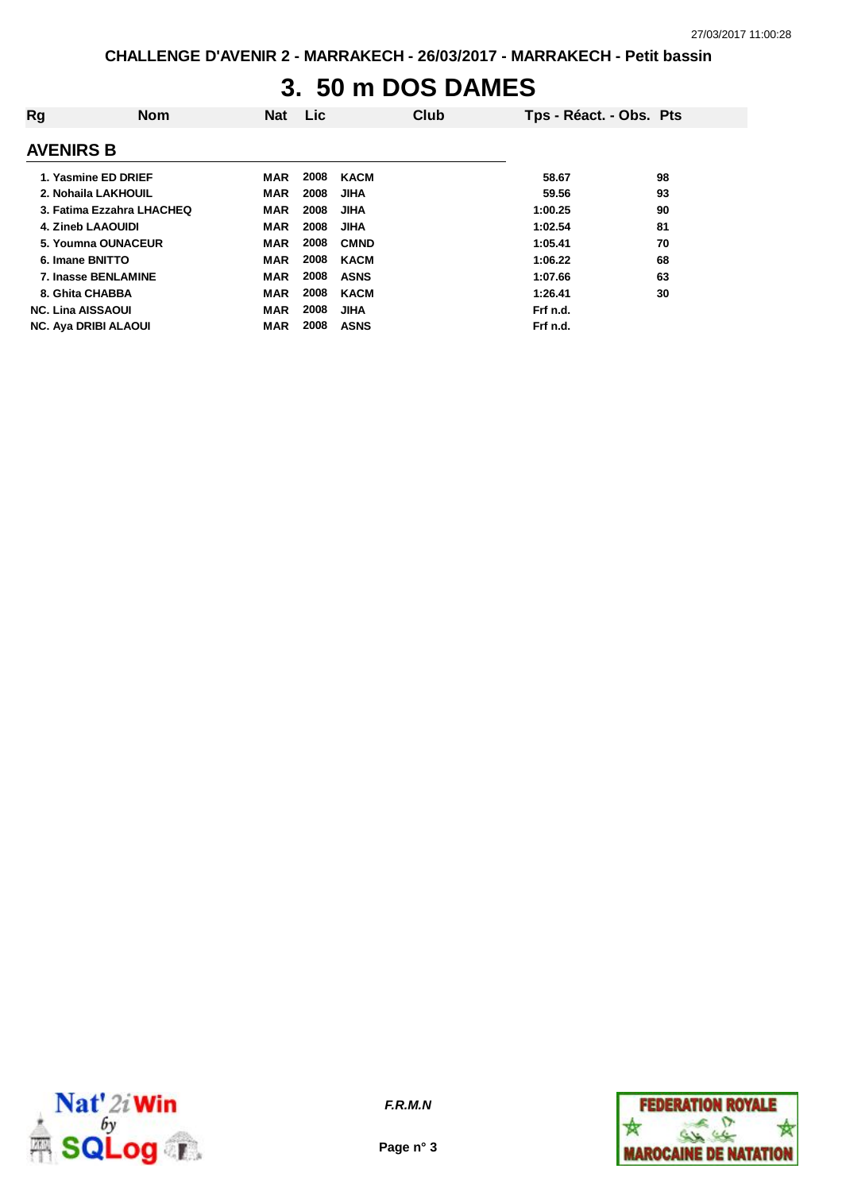# 3. 50 m DOS DAMES

| Rg | Nom | Nat | Lic | Club | Tps - Réact. - Obs. | Pts |
|---|---|---|---|---|---|---|

## AVENIRS B

| Rg | Nom | Nat | Lic | Club | Tps - Réact. - Obs. | Pts |
|---|---|---|---|---|---|---|
| 1. | Yasmine ED DRIEF | MAR | 2008 | KACM | 58.67 | 98 |
| 2. | Nohaila LAKHOUIL | MAR | 2008 | JIHA | 59.56 | 93 |
| 3. | Fatima Ezzahra LHACHEQ | MAR | 2008 | JIHA | 1:00.25 | 90 |
| 4. | Zineb LAAOUIDI | MAR | 2008 | JIHA | 1:02.54 | 81 |
| 5. | Youmna OUNACEUR | MAR | 2008 | CMND | 1:05.41 | 70 |
| 6. | Imane BNITTO | MAR | 2008 | KACM | 1:06.22 | 68 |
| 7. | Inasse BENLAMINE | MAR | 2008 | ASNS | 1:07.66 | 63 |
| 8. | Ghita CHABBA | MAR | 2008 | KACM | 1:26.41 | 30 |
| NC. | Lina AISSAOUI | MAR | 2008 | JIHA | Frf n.d. | |
| NC. | Aya DRIBI ALAOUI | MAR | 2008 | ASNS | Frf n.d. | |

*F.R.M.N*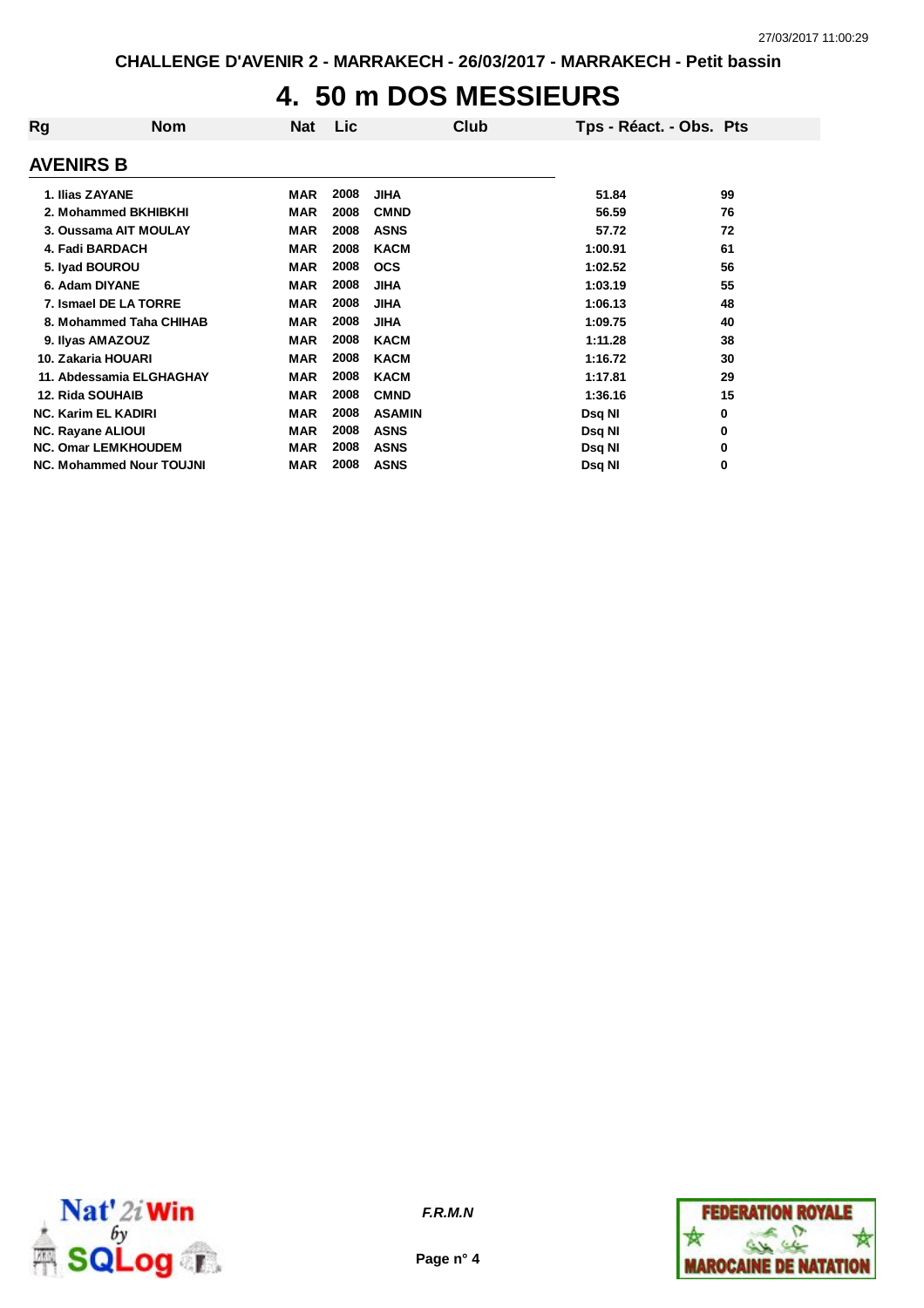CHALLENGE D'AVENIR 2 - MARRAKECH - 26/03/2017 - MARRAKECH - Petit bassin

# 4. 50 m DOS MESSIEURS

## AVENIRS B

| Rg | Nom | Nat | Lic | Club | Tps - Réact. - Obs. | Pts |
|---|---|---|---|---|---|---|
| 1. | Ilias ZAYANE | MAR | 2008 | JIHA | 51.84 | 99 |
| 2. | Mohammed BKHIBKHI | MAR | 2008 | CMND | 56.59 | 76 |
| 3. | Oussama AIT MOULAY | MAR | 2008 | ASNS | 57.72 | 72 |
| 4. | Fadi BARDACH | MAR | 2008 | KACM | 1:00.91 | 61 |
| 5. | Iyad BOUROU | MAR | 2008 | OCS | 1:02.52 | 56 |
| 6. | Adam DIYANE | MAR | 2008 | JIHA | 1:03.19 | 55 |
| 7. | Ismael DE LA TORRE | MAR | 2008 | JIHA | 1:06.13 | 48 |
| 8. | Mohammed Taha CHIHAB | MAR | 2008 | JIHA | 1:09.75 | 40 |
| 9. | Ilyas AMAZOUZ | MAR | 2008 | KACM | 1:11.28 | 38 |
| 10. | Zakaria HOUARI | MAR | 2008 | KACM | 1:16.72 | 30 |
| 11. | Abdessamia ELGHAGHAY | MAR | 2008 | KACM | 1:17.81 | 29 |
| 12. | Rida SOUHAIB | MAR | 2008 | CMND | 1:36.16 | 15 |
| NC. | Karim EL KADIRI | MAR | 2008 | ASAMIN | Dsq NI | 0 |
| NC. | Rayane ALIOUI | MAR | 2008 | ASNS | Dsq NI | 0 |
| NC. | Omar LEMKHOUDEM | MAR | 2008 | ASNS | Dsq NI | 0 |
| NC. | Mohammed Nour TOUJNI | MAR | 2008 | ASNS | Dsq NI | 0 |

*F.R.M.N*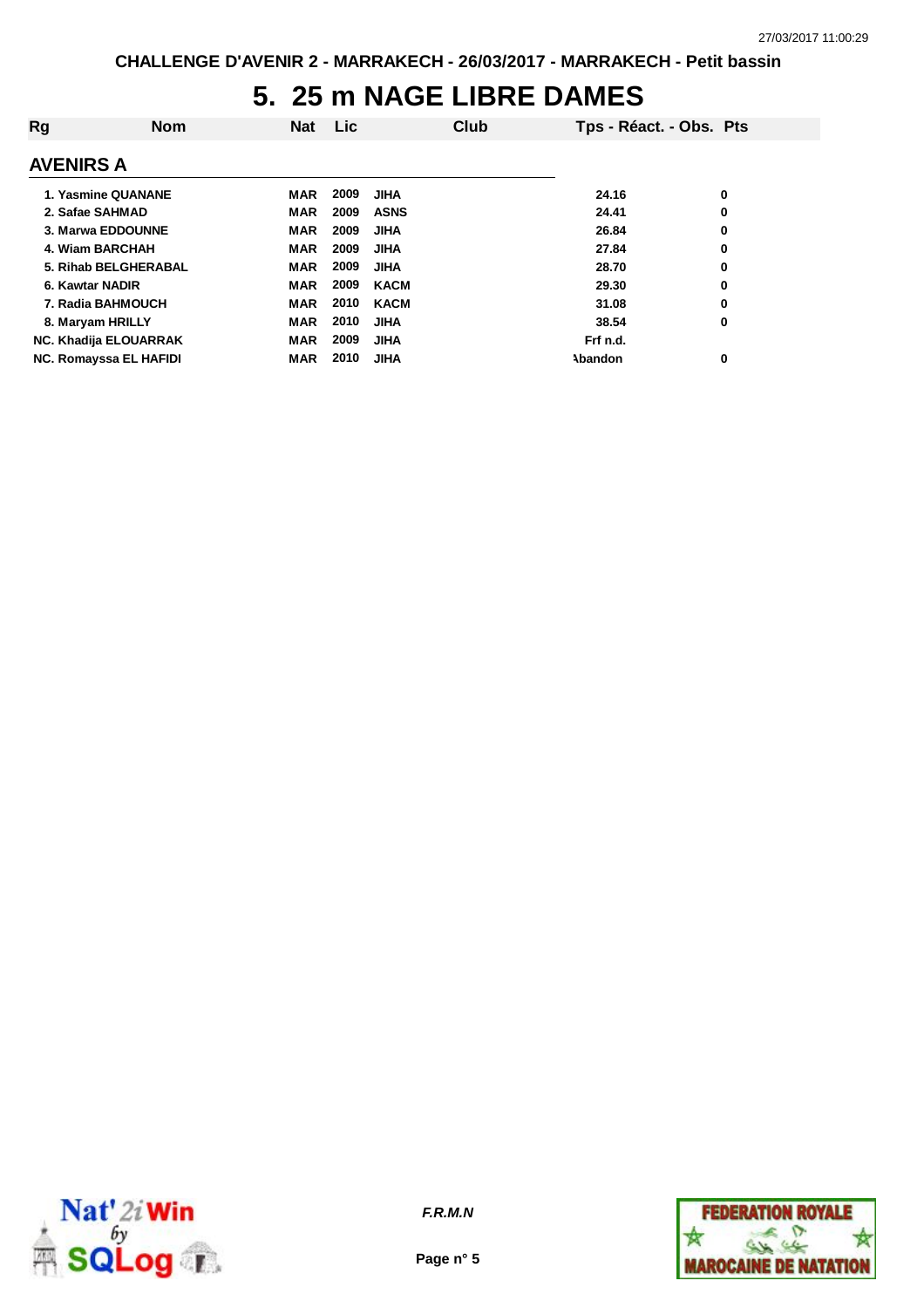# 5. 25 m NAGE LIBRE DAMES

## AVENIRS A

| Rg | Nom | Nat | Lic | Club | Tps - Réact. - Obs. | Pts |
|---|---|---|---|---|---|---|
| 1. | Yasmine QUANANE | MAR | 2009 | JIHA | 24.16 | 0 |
| 2. | Safae SAHMAD | MAR | 2009 | ASNS | 24.41 | 0 |
| 3. | Marwa EDDOUNNE | MAR | 2009 | JIHA | 26.84 | 0 |
| 4. | Wiam BARCHAH | MAR | 2009 | JIHA | 27.84 | 0 |
| 5. | Rihab BELGHERABAL | MAR | 2009 | JIHA | 28.70 | 0 |
| 6. | Kawtar NADIR | MAR | 2009 | KACM | 29.30 | 0 |
| 7. | Radia BAHMOUCH | MAR | 2010 | KACM | 31.08 | 0 |
| 8. | Maryam HRILLY | MAR | 2010 | JIHA | 38.54 | 0 |
| NC. | Khadija ELOUARRAK | MAR | 2009 | JIHA | Frf n.d. | |
| NC. | Romayssa EL HAFIDI | MAR | 2010 | JIHA | Abandon | 0 |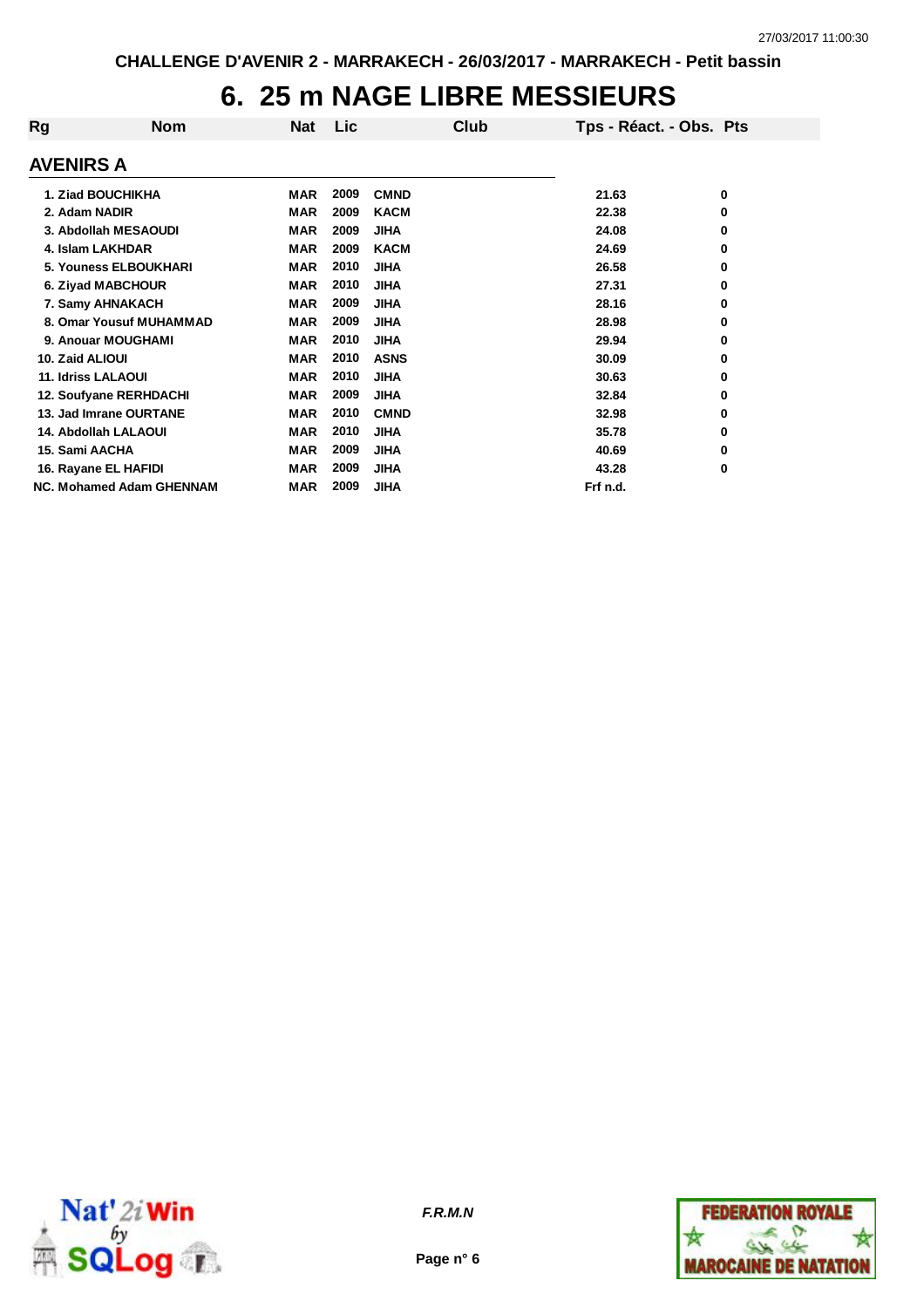CHALLENGE D'AVENIR 2 - MARRAKECH - 26/03/2017 - MARRAKECH - Petit bassin

# 6. 25 m NAGE LIBRE MESSIEURS

## AVENIRS A

| Rg | Nom | Nat | Lic | Club | Tps - Réact. - Obs. | Pts |
|---|---|---|---|---|---|---|
| 1. | Ziad BOUCHIKHA | MAR | 2009 | CMND | 21.63 | 0 |
| 2. | Adam NADIR | MAR | 2009 | KACM | 22.38 | 0 |
| 3. | Abdollah MESAOUDI | MAR | 2009 | JIHA | 24.08 | 0 |
| 4. | Islam LAKHDAR | MAR | 2009 | KACM | 24.69 | 0 |
| 5. | Youness ELBOUKHARI | MAR | 2010 | JIHA | 26.58 | 0 |
| 6. | Ziyad MABCHOUR | MAR | 2010 | JIHA | 27.31 | 0 |
| 7. | Samy AHNAKACH | MAR | 2009 | JIHA | 28.16 | 0 |
| 8. | Omar Yousuf MUHAMMAD | MAR | 2009 | JIHA | 28.98 | 0 |
| 9. | Anouar MOUGHAMI | MAR | 2010 | JIHA | 29.94 | 0 |
| 10. | Zaid ALIOUI | MAR | 2010 | ASNS | 30.09 | 0 |
| 11. | Idriss LALAOUI | MAR | 2010 | JIHA | 30.63 | 0 |
| 12. | Soufyane RERHDACHI | MAR | 2009 | JIHA | 32.84 | 0 |
| 13. | Jad Imrane OURTANE | MAR | 2010 | CMND | 32.98 | 0 |
| 14. | Abdollah LALAOUI | MAR | 2010 | JIHA | 35.78 | 0 |
| 15. | Sami AACHA | MAR | 2009 | JIHA | 40.69 | 0 |
| 16. | Rayane EL HAFIDI | MAR | 2009 | JIHA | 43.28 | 0 |
| NC. | Mohamed Adam GHENNAM | MAR | 2009 | JIHA | Frf n.d. | |

*F.R.M.N*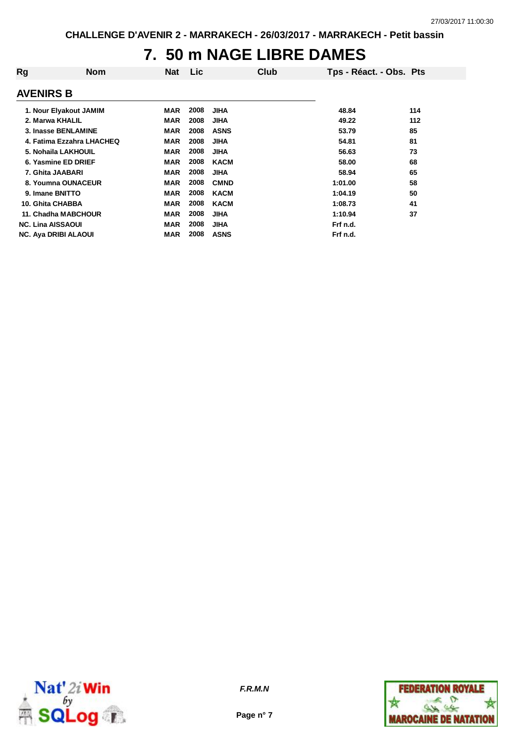CHALLENGE D'AVENIR 2 - MARRAKECH - 26/03/2017 - MARRAKECH - Petit bassin

# 7. 50 m NAGE LIBRE DAMES

| Rg | Nom | Nat | Lic | Club | Tps - Réact. - Obs. | Pts |
|---|---|---|---|---|---|---|
| **AVENIRS B** | | | | | | |
| 1. | Nour Elyakout JAMIM | MAR | 2008 | JIHA | 48.84 | 114 |
| 2. | Marwa KHALIL | MAR | 2008 | JIHA | 49.22 | 112 |
| 3. | Inasse BENLAMINE | MAR | 2008 | ASNS | 53.79 | 85 |
| 4. | Fatima Ezzahra LHACHEQ | MAR | 2008 | JIHA | 54.81 | 81 |
| 5. | Nohaila LAKHOUIL | MAR | 2008 | JIHA | 56.63 | 73 |
| 6. | Yasmine ED DRIEF | MAR | 2008 | KACM | 58.00 | 68 |
| 7. | Ghita JAABARI | MAR | 2008 | JIHA | 58.94 | 65 |
| 8. | Youmna OUNACEUR | MAR | 2008 | CMND | 1:01.00 | 58 |
| 9. | Imane BNITTO | MAR | 2008 | KACM | 1:04.19 | 50 |
| 10. | Ghita CHABBA | MAR | 2008 | KACM | 1:08.73 | 41 |
| 11. | Chadha MABCHOUR | MAR | 2008 | JIHA | 1:10.94 | 37 |
| NC. | Lina AISSAOUI | MAR | 2008 | JIHA | Frf n.d. | |
| NC. | Aya DRIBI ALAOUI | MAR | 2008 | ASNS | Frf n.d. | |

*F.R.M.N*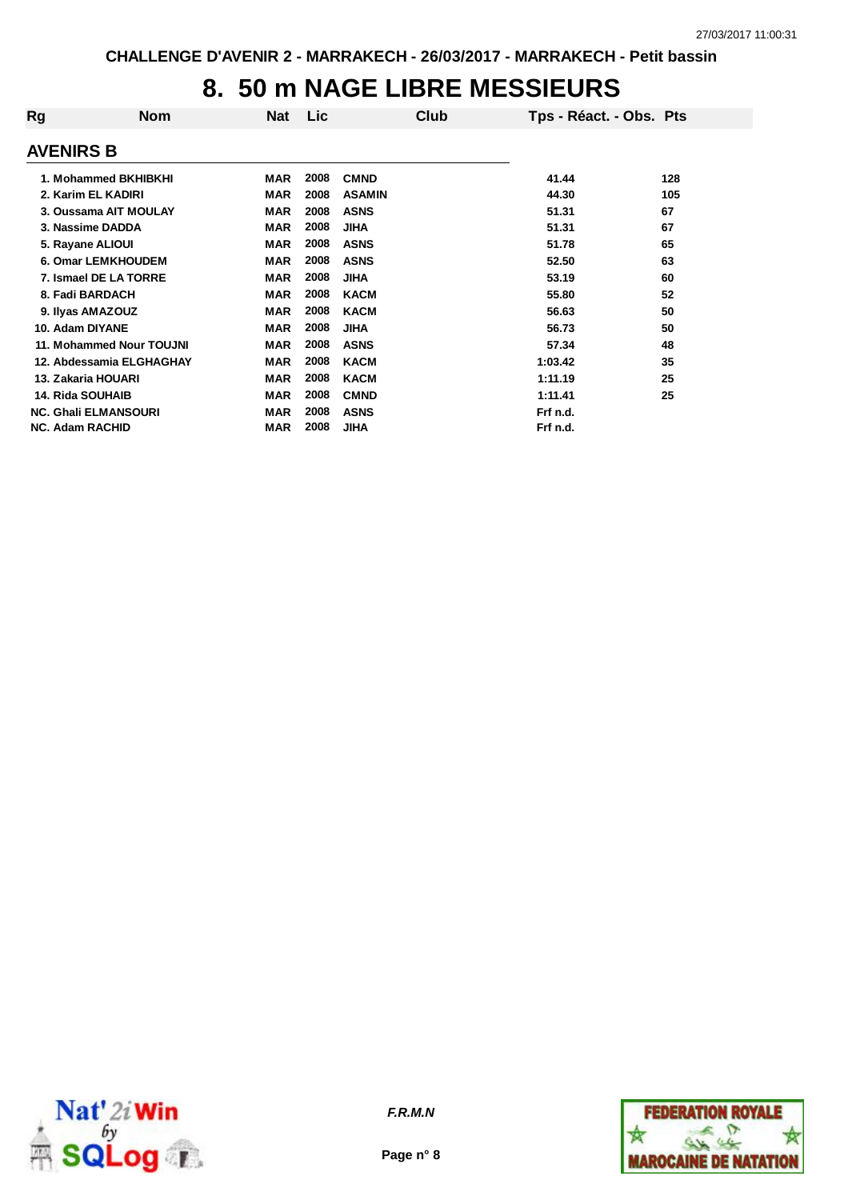CHALLENGE D'AVENIR 2 - MARRAKECH - 26/03/2017 - MARRAKECH - Petit bassin

# 8. 50 m NAGE LIBRE MESSIEURS

## AVENIRS B

| Rg | Nom | Nat | Lic | Club | Tps - Réact. - Obs. | Pts |
|---|---|---|---|---|---|---|
| 1. | Mohammed BKHIBKHI | MAR | 2008 | CMND | 41.44 | 128 |
| 2. | Karim EL KADIRI | MAR | 2008 | ASAMIN | 44.30 | 105 |
| 3. | Oussama AIT MOULAY | MAR | 2008 | ASNS | 51.31 | 67 |
| 3. | Nassime DADDA | MAR | 2008 | JIHA | 51.31 | 67 |
| 5. | Rayane ALIOUI | MAR | 2008 | ASNS | 51.78 | 65 |
| 6. | Omar LEMKHOUDEM | MAR | 2008 | ASNS | 52.50 | 63 |
| 7. | Ismael DE LA TORRE | MAR | 2008 | JIHA | 53.19 | 60 |
| 8. | Fadi BARDACH | MAR | 2008 | KACM | 55.80 | 52 |
| 9. | Ilyas AMAZOUZ | MAR | 2008 | KACM | 56.63 | 50 |
| 10. | Adam DIYANE | MAR | 2008 | JIHA | 56.73 | 50 |
| 11. | Mohammed Nour TOUJNI | MAR | 2008 | ASNS | 57.34 | 48 |
| 12. | Abdessamia ELGHAGHAY | MAR | 2008 | KACM | 1:03.42 | 35 |
| 13. | Zakaria HOUARI | MAR | 2008 | KACM | 1:11.19 | 25 |
| 14. | Rida SOUHAIB | MAR | 2008 | CMND | 1:11.41 | 25 |
| NC. | Ghali ELMANSOURI | MAR | 2008 | ASNS | Frf n.d. | |
| NC. | Adam RACHID | MAR | 2008 | JIHA | Frf n.d. | |

F.R.M.N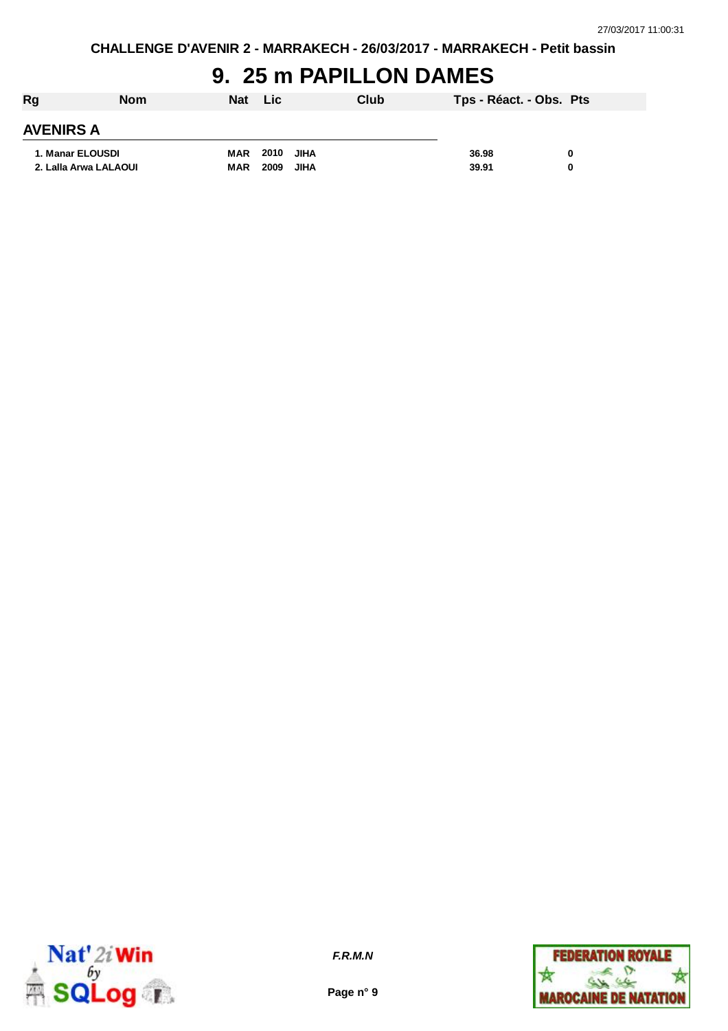# 9. 25 m PAPILLON DAMES

| Rg | Nom | Nat | Lic | Club | Tps - Réact. - Obs. | Pts |
|---|---|---|---|---|---|---|
| **AVENIRS A** | | | | | | |
| 1. | Manar ELOUSDI | MAR | 2010 | JIHA | 36.98 | 0 |
| 2. | Lalla Arwa LALAOUI | MAR | 2009 | JIHA | 39.91 | 0 |

*F.R.M.N*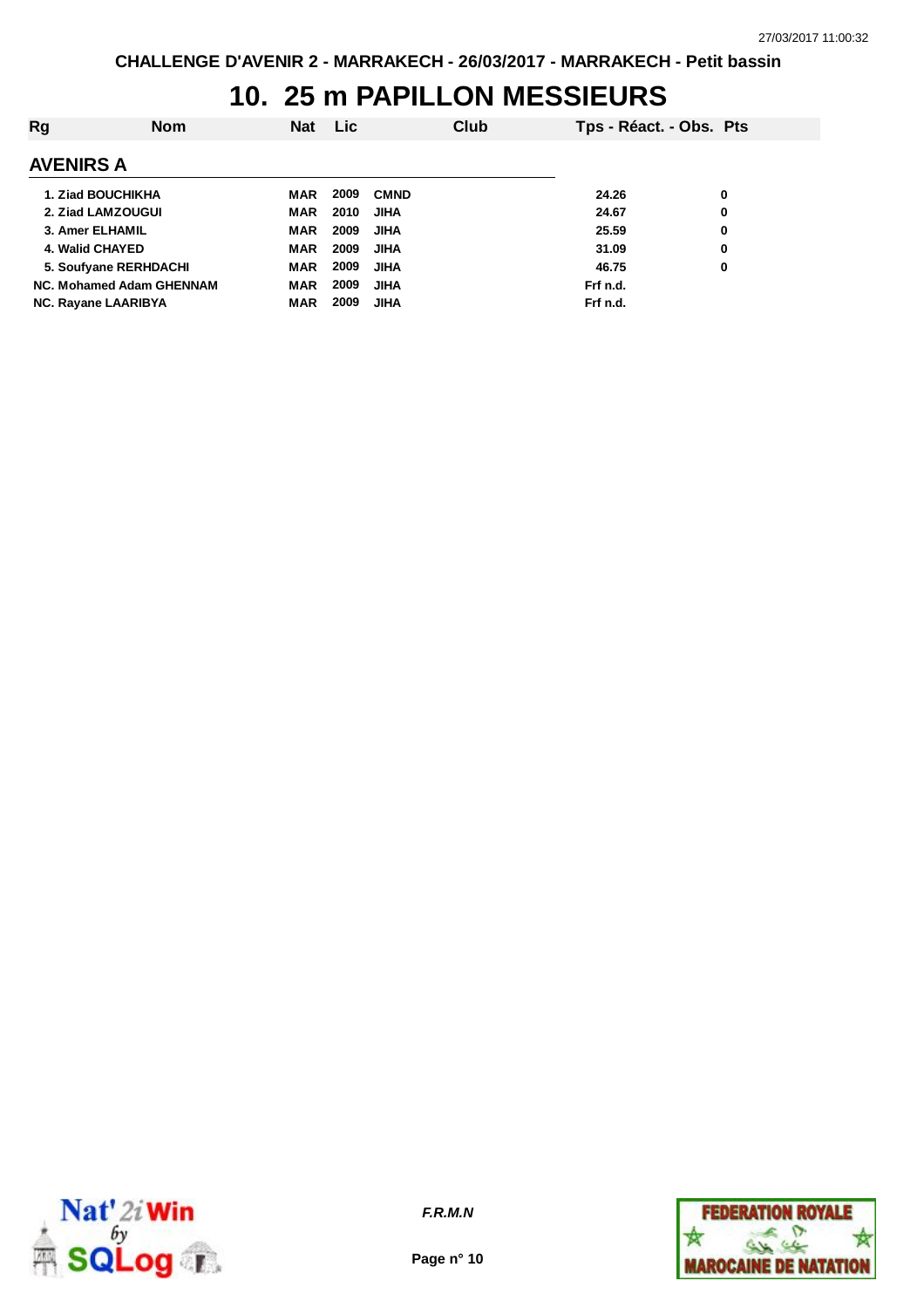CHALLENGE D'AVENIR 2 - MARRAKECH - 26/03/2017 - MARRAKECH - Petit bassin

# 10. 25 m PAPILLON MESSIEURS

| Rg | Nom | Nat | Lic | Club | Tps - Réact. - Obs. | Pts |
|---|---|---|---|---|---|---|
| **AVENIRS A** | | | | | | |
| 1. | Ziad BOUCHIKHA | MAR | 2009 | CMND | 24.26 | 0 |
| 2. | Ziad LAMZOUGUI | MAR | 2010 | JIHA | 24.67 | 0 |
| 3. | Amer ELHAMIL | MAR | 2009 | JIHA | 25.59 | 0 |
| 4. | Walid CHAYED | MAR | 2009 | JIHA | 31.09 | 0 |
| 5. | Soufyane RERHDACHI | MAR | 2009 | JIHA | 46.75 | 0 |
| NC. | Mohamed Adam GHENNAM | MAR | 2009 | JIHA | Frf n.d. | |
| NC. | Rayane LAARIBYA | MAR | 2009 | JIHA | Frf n.d. | |

F.R.M.N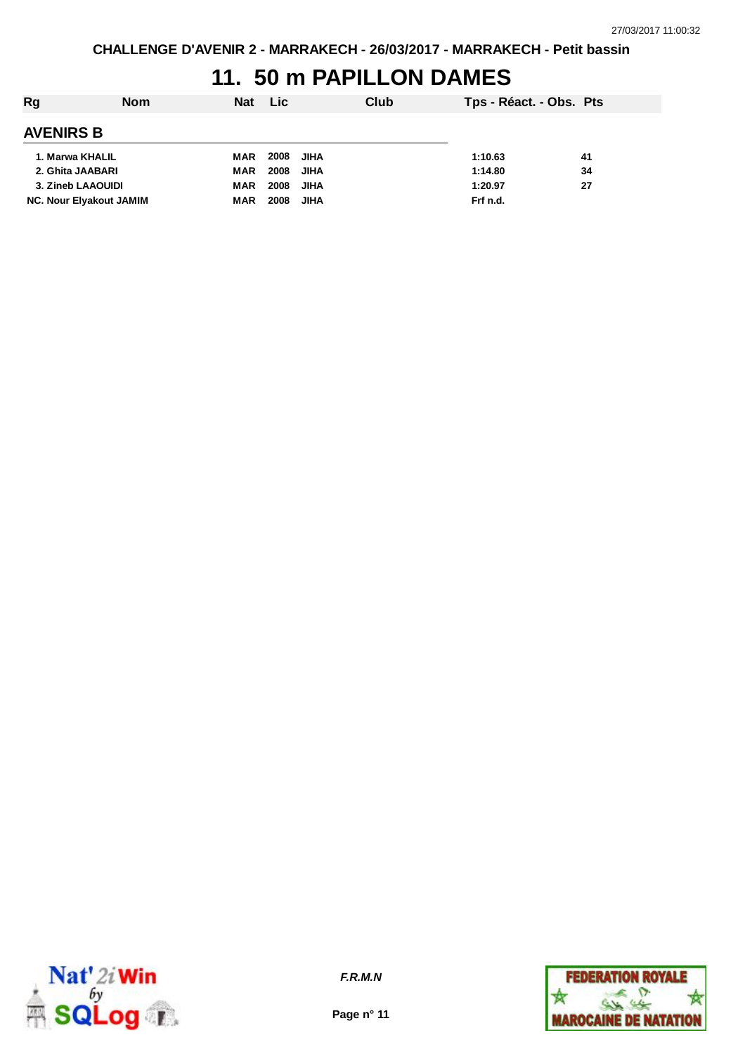CHALLENGE D'AVENIR 2 - MARRAKECH - 26/03/2017 - MARRAKECH - Petit bassin

# 11. 50 m PAPILLON DAMES

| Rg | Nom | Nat | Lic | Club | Tps - Réact. - Obs. | Pts |
|---|---|---|---|---|---|---|
| **AVENIRS B** | | | | | | |
| 1. | Marwa KHALIL | MAR | 2008 | JIHA | 1:10.63 | 41 |
| 2. | Ghita JAABARI | MAR | 2008 | JIHA | 1:14.80 | 34 |
| 3. | Zineb LAAOUIDI | MAR | 2008 | JIHA | 1:20.97 | 27 |
| NC. | Nour Elyakout JAMIM | MAR | 2008 | JIHA | Frf n.d. | |

*F.R.M.N*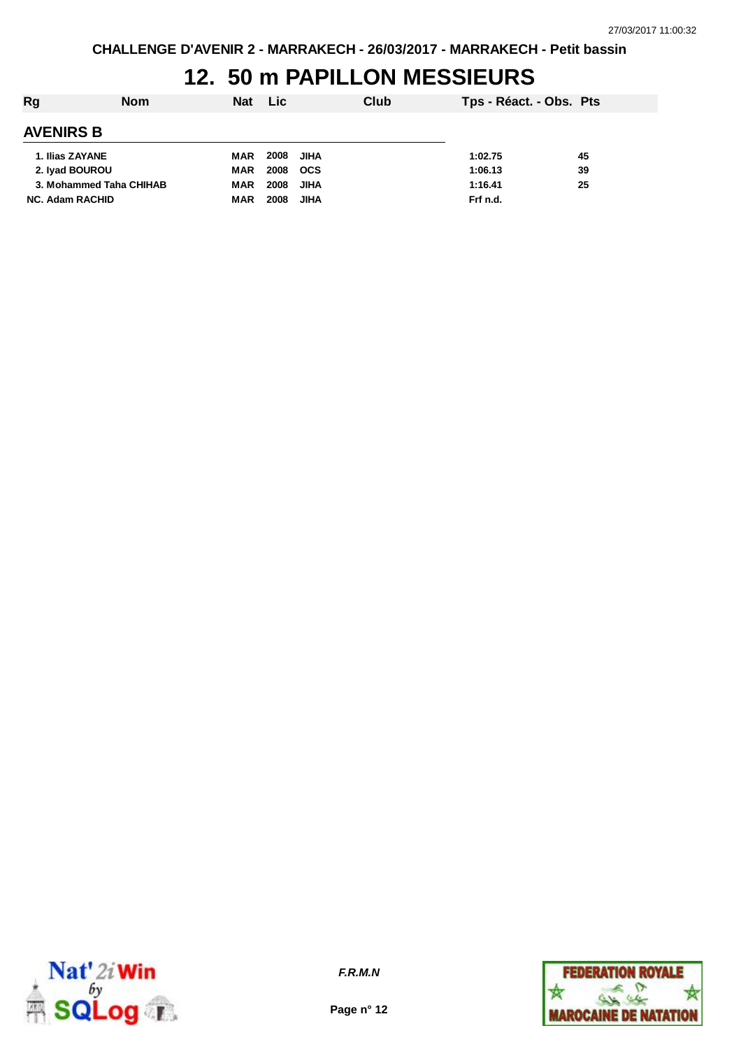CHALLENGE D'AVENIR 2 - MARRAKECH - 26/03/2017 - MARRAKECH - Petit bassin

# 12. 50 m PAPILLON MESSIEURS

| Rg | Nom | Nat | Lic | Club | Tps - Réact. - Obs. | Pts |
|---|---|---|---|---|---|---|
| **AVENIRS B** | | | | | | |
| 1. | Ilias ZAYANE | MAR | 2008 | JIHA | 1:02.75 | 45 |
| 2. | Iyad BOUROU | MAR | 2008 | OCS | 1:06.13 | 39 |
| 3. | Mohammed Taha CHIHAB | MAR | 2008 | JIHA | 1:16.41 | 25 |
| NC. | Adam RACHID | MAR | 2008 | JIHA | Frf n.d. | |

*F.R.M.N*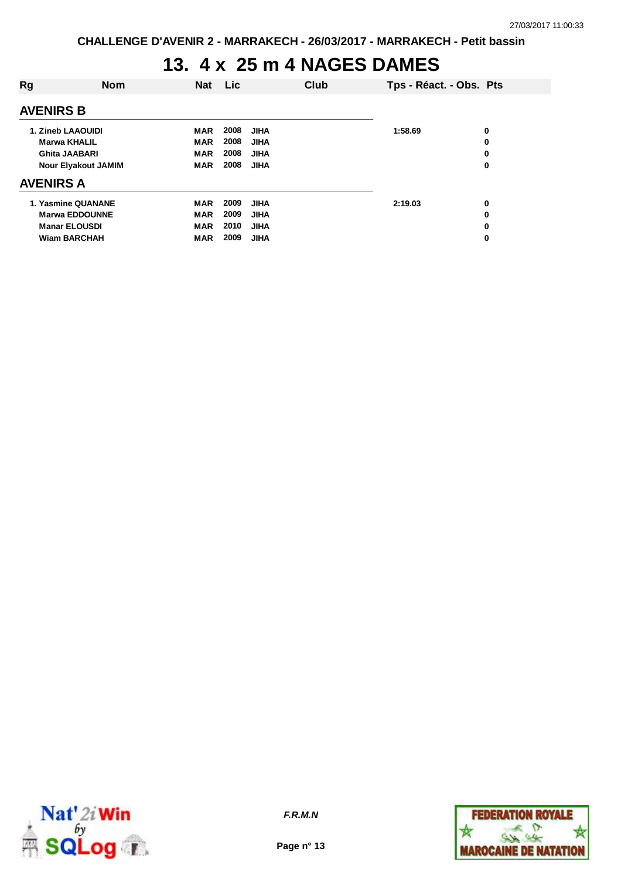# 13. 4 x 25 m 4 NAGES DAMES

| Rg | Nom | Nat | Lic | Club | Tps - Réact. - Obs. | Pts |
|---|---|---|---|---|---|---|
| **AVENIRS B** | | | | | | |
| 1. | Zineb LAAOUIDI | MAR | 2008 | JIHA | 1:58.69 | 0 |
| | Marwa KHALIL | MAR | 2008 | JIHA | | 0 |
| | Ghita JAABARI | MAR | 2008 | JIHA | | 0 |
| | Nour Elyakout JAMIM | MAR | 2008 | JIHA | | 0 |
| **AVENIRS A** | | | | | | |
| 1. | Yasmine QUANANE | MAR | 2009 | JIHA | 2:19.03 | 0 |
| | Marwa EDDOUNNE | MAR | 2009 | JIHA | | 0 |
| | Manar ELOUSDI | MAR | 2010 | JIHA | | 0 |
| | Wiam BARCHAH | MAR | 2009 | JIHA | | 0 |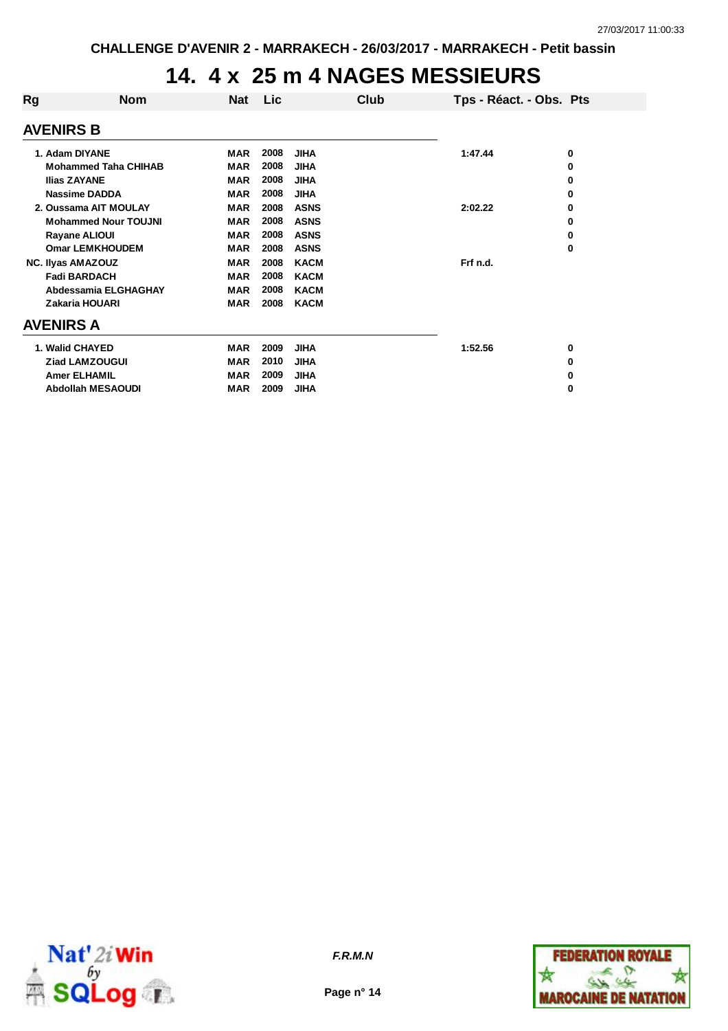CHALLENGE D'AVENIR 2 - MARRAKECH - 26/03/2017 - MARRAKECH - Petit bassin

# 14. 4 x 25 m 4 NAGES MESSIEURS

| Rg | Nom | Nat | Lic | Club | Tps - Réact. - Obs. | Pts |
|---|---|---|---|---|---|---|
| **AVENIRS B** | | | | | | |
| 1. | Adam DIYANE | MAR | 2008 | JIHA | 1:47.44 | 0 |
| | Mohammed Taha CHIHAB | MAR | 2008 | JIHA | | 0 |
| | Ilias ZAYANE | MAR | 2008 | JIHA | | 0 |
| | Nassime DADDA | MAR | 2008 | JIHA | | 0 |
| 2. | Oussama AIT MOULAY | MAR | 2008 | ASNS | 2:02.22 | 0 |
| | Mohammed Nour TOUJNI | MAR | 2008 | ASNS | | 0 |
| | Rayane ALIOUI | MAR | 2008 | ASNS | | 0 |
| | Omar LEMKHOUDEM | MAR | 2008 | ASNS | | 0 |
| NC. | Ilyas AMAZOUZ | MAR | 2008 | KACM | Frf n.d. | |
| | Fadi BARDACH | MAR | 2008 | KACM | | |
| | Abdessamia ELGHAGHAY | MAR | 2008 | KACM | | |
| | Zakaria HOUARI | MAR | 2008 | KACM | | |
| **AVENIRS A** | | | | | | |
| 1. | Walid CHAYED | MAR | 2009 | JIHA | 1:52.56 | 0 |
| | Ziad LAMZOUGUI | MAR | 2010 | JIHA | | 0 |
| | Amer ELHAMIL | MAR | 2009 | JIHA | | 0 |
| | Abdollah MESAOUDI | MAR | 2009 | JIHA | | 0 |

*F.R.M.N*